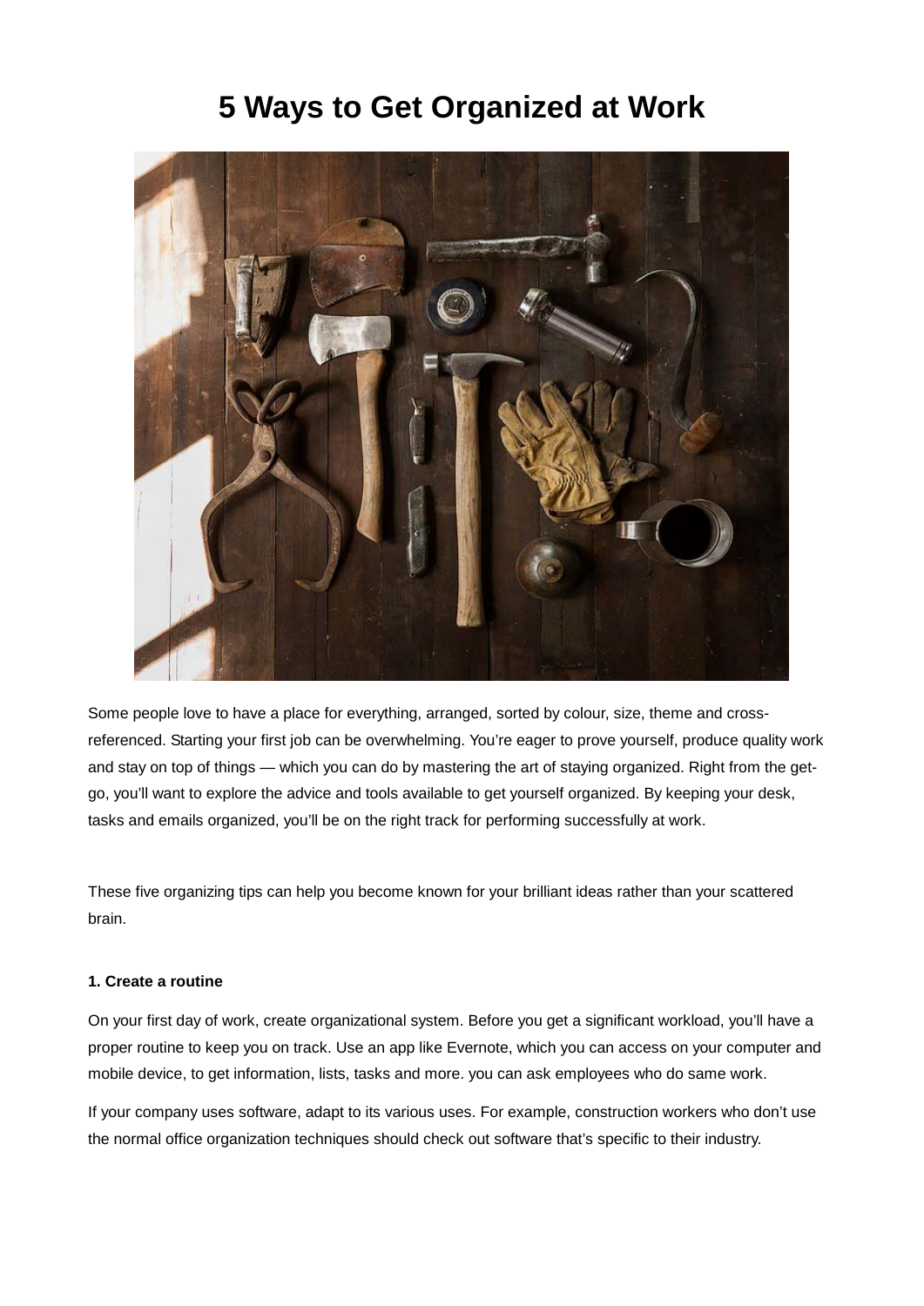# 5 Ways to Get Organized at Work

Some people love to have a place for everything, arranged, sorted by colour, size, theme and cross-referenced. Starting your first job can be overwhelming. You're eager to prove yourself, produce quality work and stay on top of things — which you can do by mastering the art of staying organized. Right from the get-go, you'll want to explore the advice and tools available to get yourself organized. By keeping your desk, tasks and emails organized, you'll be on the right track for performing successfully at work.

These five organizing tips can help you become known for your brilliant ideas rather than your scattered brain.

**1. Create a routine**

On your first day of work, create organizational system. Before you get a significant workload, you'll have a proper routine to keep you on track. Use an app like Evernote, which you can access on your computer and mobile device, to get information, lists, tasks and more. you can ask employees who do same work.

If your company uses software, adapt to its various uses. For example, construction workers who don't use the normal office organization techniques should check out software that's specific to their industry.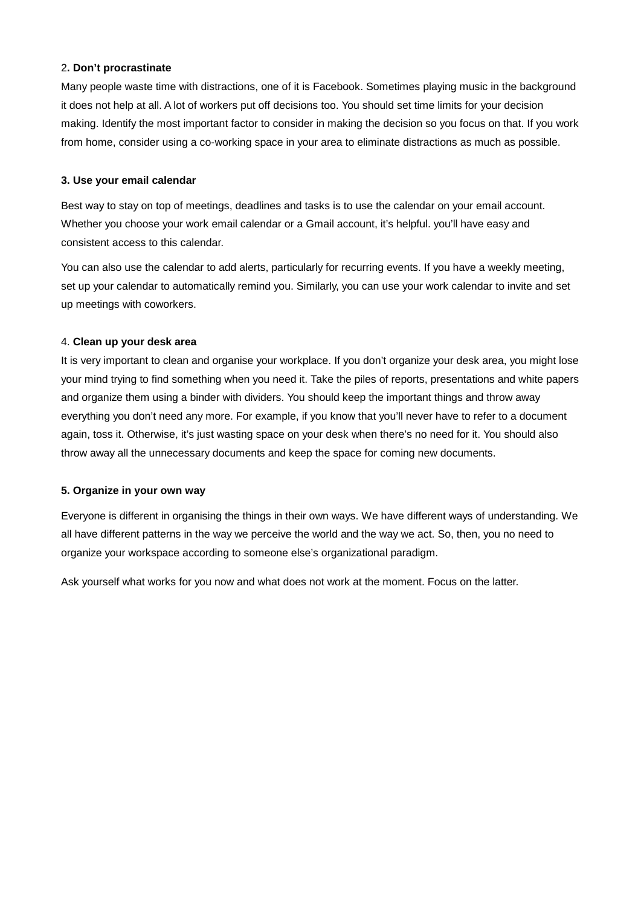2**. Don't procrastinate**

Many people waste time with distractions, one of it is Facebook. Sometimes playing music in the background it does not help at all. A lot of workers put off decisions too. You should set time limits for your decision making. Identify the most important factor to consider in making the decision so you focus on that. If you work from home, consider using a co-working space in your area to eliminate distractions as much as possible.

**3. Use your email calendar**

Best way to stay on top of meetings, deadlines and tasks is to use the calendar on your email account. Whether you choose your work email calendar or a Gmail account, it's helpful. you'll have easy and consistent access to this calendar.

You can also use the calendar to add alerts, particularly for recurring events. If you have a weekly meeting, set up your calendar to automatically remind you. Similarly, you can use your work calendar to invite and set up meetings with coworkers.

4. **Clean up your desk area**

It is very important to clean and organise your workplace. If you don't organize your desk area, you might lose your mind trying to find something when you need it. Take the piles of reports, presentations and white papers and organize them using a binder with dividers. You should keep the important things and throw away everything you don't need any more. For example, if you know that you'll never have to refer to a document again, toss it. Otherwise, it's just wasting space on your desk when there's no need for it. You should also throw away all the unnecessary documents and keep the space for coming new documents.

**5. Organize in your own way**

Everyone is different in organising the things in their own ways. We have different ways of understanding. We all have different patterns in the way we perceive the world and the way we act. So, then, you no need to organize your workspace according to someone else's organizational paradigm.

Ask yourself what works for you now and what does not work at the moment. Focus on the latter.